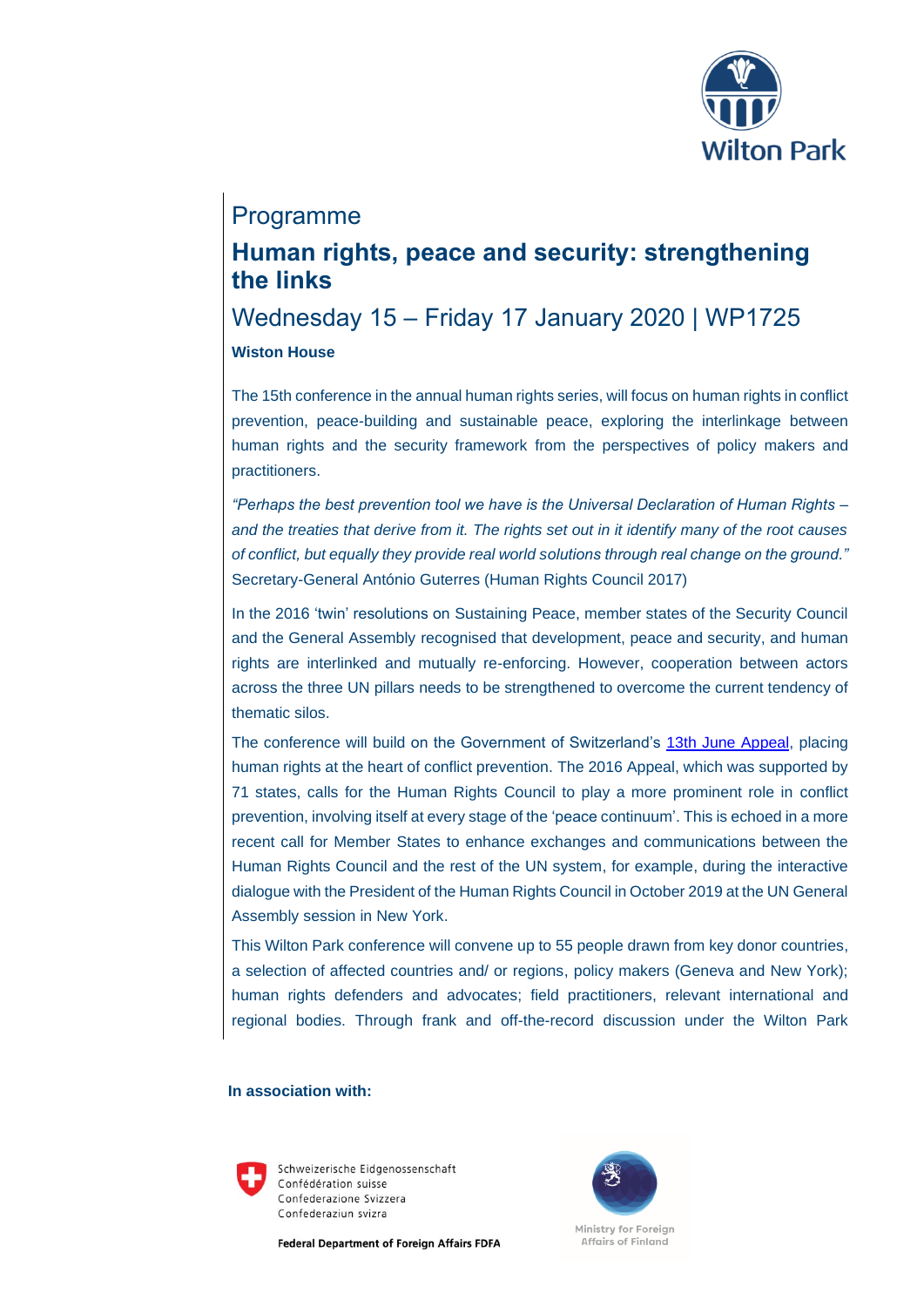Wilton Park

# Programme

## Human rights, peace and security: strengthening the links

### Wednesday 15 – Friday 17 January 2020 | WP1725

**Wiston House**

The 15th conference in the annual human rights series, will focus on human rights in conflict prevention, peace-building and sustainable peace, exploring the interlinkage between human rights and the security framework from the perspectives of policy makers and practitioners.

*"Perhaps the best prevention tool we have is the Universal Declaration of Human Rights – and the treaties that derive from it. The rights set out in it identify many of the root causes of conflict, but equally they provide real world solutions through real change on the ground."* Secretary-General António Guterres (Human Rights Council 2017)

In the 2016 'twin' resolutions on Sustaining Peace, member states of the Security Council and the General Assembly recognised that development, peace and security, and human rights are interlinked and mutually re-enforcing. However, cooperation between actors across the three UN pillars needs to be strengthened to overcome the current tendency of thematic silos.

The conference will build on the Government of Switzerland's 13th June Appeal, placing human rights at the heart of conflict prevention. The 2016 Appeal, which was supported by 71 states, calls for the Human Rights Council to play a more prominent role in conflict prevention, involving itself at every stage of the 'peace continuum'. This is echoed in a more recent call for Member States to enhance exchanges and communications between the Human Rights Council and the rest of the UN system, for example, during the interactive dialogue with the President of the Human Rights Council in October 2019 at the UN General Assembly session in New York.

This Wilton Park conference will convene up to 55 people drawn from key donor countries, a selection of affected countries and/ or regions, policy makers (Geneva and New York); human rights defenders and advocates; field practitioners, relevant international and regional bodies. Through frank and off-the-record discussion under the Wilton Park

**In association with:**

Schweizerische Eidgenossenschaft
Confédération suisse
Confederazione Svizzera
Confederaziun svizra

**Federal Department of Foreign Affairs FDFA**

Ministry for Foreign Affairs of Finland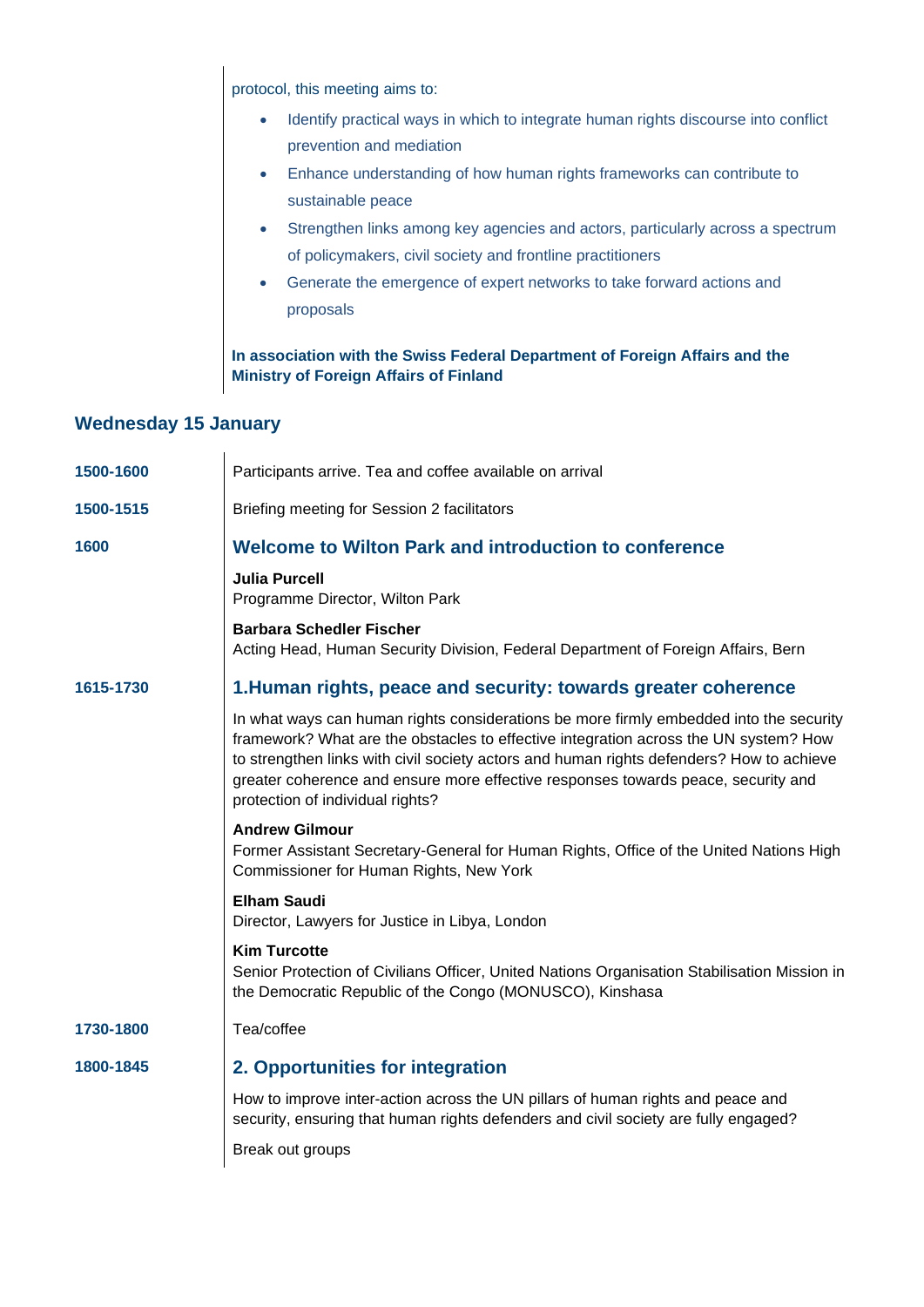protocol, this meeting aims to:

- Identify practical ways in which to integrate human rights discourse into conflict prevention and mediation
- Enhance understanding of how human rights frameworks can contribute to sustainable peace
- Strengthen links among key agencies and actors, particularly across a spectrum of policymakers, civil society and frontline practitioners
- Generate the emergence of expert networks to take forward actions and proposals

**In association with the Swiss Federal Department of Foreign Affairs and the Ministry of Foreign Affairs of Finland**

## Wednesday 15 January

**1500-1600** Participants arrive. Tea and coffee available on arrival

**1500-1515** Briefing meeting for Session 2 facilitators

**1600**

### Welcome to Wilton Park and introduction to conference

**Julia Purcell**
Programme Director, Wilton Park

**Barbara Schedler Fischer**
Acting Head, Human Security Division, Federal Department of Foreign Affairs, Bern

**1615-1730**

### 1.Human rights, peace and security: towards greater coherence

In what ways can human rights considerations be more firmly embedded into the security framework? What are the obstacles to effective integration across the UN system? How to strengthen links with civil society actors and human rights defenders? How to achieve greater coherence and ensure more effective responses towards peace, security and protection of individual rights?

**Andrew Gilmour**
Former Assistant Secretary-General for Human Rights, Office of the United Nations High Commissioner for Human Rights, New York

**Elham Saudi**
Director, Lawyers for Justice in Libya, London

**Kim Turcotte**
Senior Protection of Civilians Officer, United Nations Organisation Stabilisation Mission in the Democratic Republic of the Congo (MONUSCO), Kinshasa

**1730-1800** Tea/coffee

**1800-1845**

### 2. Opportunities for integration

How to improve inter-action across the UN pillars of human rights and peace and security, ensuring that human rights defenders and civil society are fully engaged?

Break out groups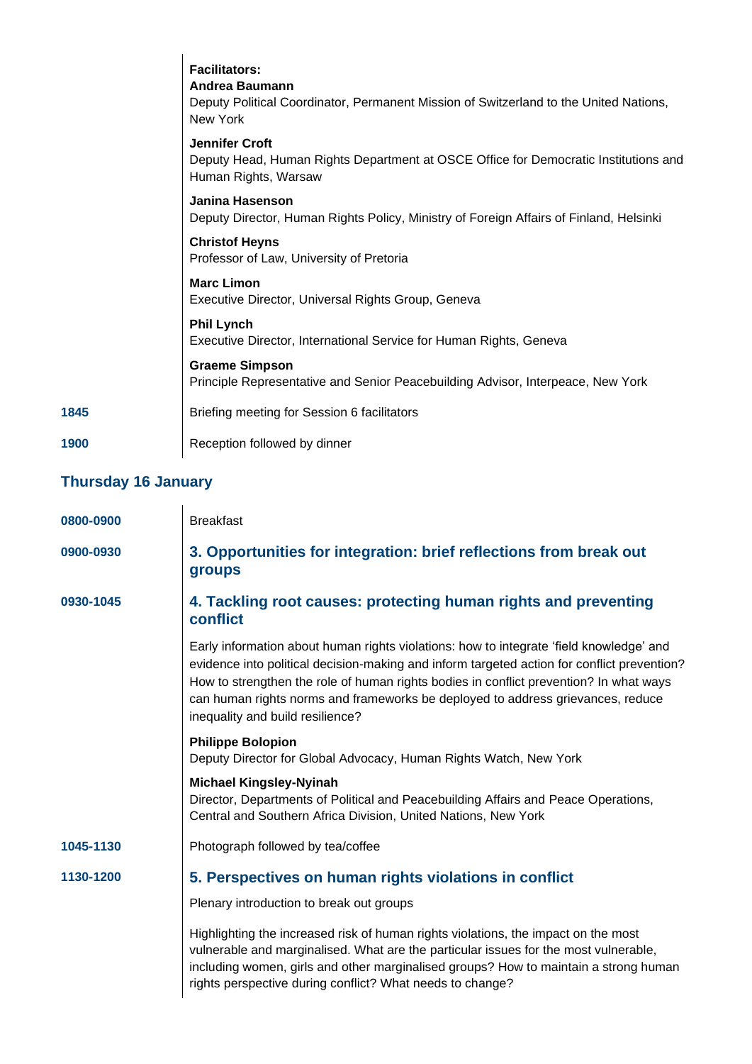**Facilitators:**

**Andrea Baumann**
Deputy Political Coordinator, Permanent Mission of Switzerland to the United Nations, New York

**Jennifer Croft**
Deputy Head, Human Rights Department at OSCE Office for Democratic Institutions and Human Rights, Warsaw

**Janina Hasenson**
Deputy Director, Human Rights Policy, Ministry of Foreign Affairs of Finland, Helsinki

**Christof Heyns**
Professor of Law, University of Pretoria

**Marc Limon**
Executive Director, Universal Rights Group, Geneva

**Phil Lynch**
Executive Director, International Service for Human Rights, Geneva

**Graeme Simpson**
Principle Representative and Senior Peacebuilding Advisor, Interpeace, New York

**1845** Briefing meeting for Session 6 facilitators

**1900** Reception followed by dinner

## Thursday 16 January

**0800-0900** Breakfast

**0900-0930**

### 3. Opportunities for integration: brief reflections from break out groups

**0930-1045**

### 4. Tackling root causes: protecting human rights and preventing conflict

Early information about human rights violations: how to integrate 'field knowledge' and evidence into political decision-making and inform targeted action for conflict prevention? How to strengthen the role of human rights bodies in conflict prevention? In what ways can human rights norms and frameworks be deployed to address grievances, reduce inequality and build resilience?

**Philippe Bolopion**
Deputy Director for Global Advocacy, Human Rights Watch, New York

**Michael Kingsley-Nyinah**
Director, Departments of Political and Peacebuilding Affairs and Peace Operations, Central and Southern Africa Division, United Nations, New York

**1045-1130** Photograph followed by tea/coffee

**1130-1200**

### 5. Perspectives on human rights violations in conflict

Plenary introduction to break out groups

Highlighting the increased risk of human rights violations, the impact on the most vulnerable and marginalised. What are the particular issues for the most vulnerable, including women, girls and other marginalised groups? How to maintain a strong human rights perspective during conflict? What needs to change?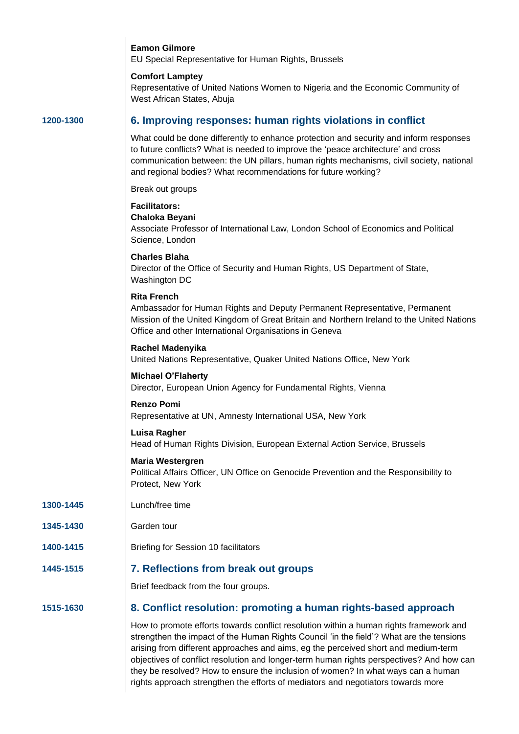**Eamon Gilmore**
EU Special Representative for Human Rights, Brussels

**Comfort Lamptey**
Representative of United Nations Women to Nigeria and the Economic Community of West African States, Abuja

**1200-1300**

## 6. Improving responses: human rights violations in conflict

What could be done differently to enhance protection and security and inform responses to future conflicts? What is needed to improve the 'peace architecture' and cross communication between: the UN pillars, human rights mechanisms, civil society, national and regional bodies? What recommendations for future working?

Break out groups

**Facilitators:**
**Chaloka Beyani**
Associate Professor of International Law, London School of Economics and Political Science, London

**Charles Blaha**
Director of the Office of Security and Human Rights, US Department of State, Washington DC

**Rita French**
Ambassador for Human Rights and Deputy Permanent Representative, Permanent Mission of the United Kingdom of Great Britain and Northern Ireland to the United Nations Office and other International Organisations in Geneva

**Rachel Madenyika**
United Nations Representative, Quaker United Nations Office, New York

**Michael O'Flaherty**
Director, European Union Agency for Fundamental Rights, Vienna

**Renzo Pomi**
Representative at UN, Amnesty International USA, New York

**Luisa Ragher**
Head of Human Rights Division, European External Action Service, Brussels

**Maria Westergren**
Political Affairs Officer, UN Office on Genocide Prevention and the Responsibility to Protect, New York

**1300-1445** Lunch/free time

**1345-1430** Garden tour

**1400-1415** Briefing for Session 10 facilitators

**1445-1515**

## 7. Reflections from break out groups

Brief feedback from the four groups.

**1515-1630**

## 8. Conflict resolution: promoting a human rights-based approach

How to promote efforts towards conflict resolution within a human rights framework and strengthen the impact of the Human Rights Council 'in the field'? What are the tensions arising from different approaches and aims, eg the perceived short and medium-term objectives of conflict resolution and longer-term human rights perspectives? And how can they be resolved? How to ensure the inclusion of women? In what ways can a human rights approach strengthen the efforts of mediators and negotiators towards more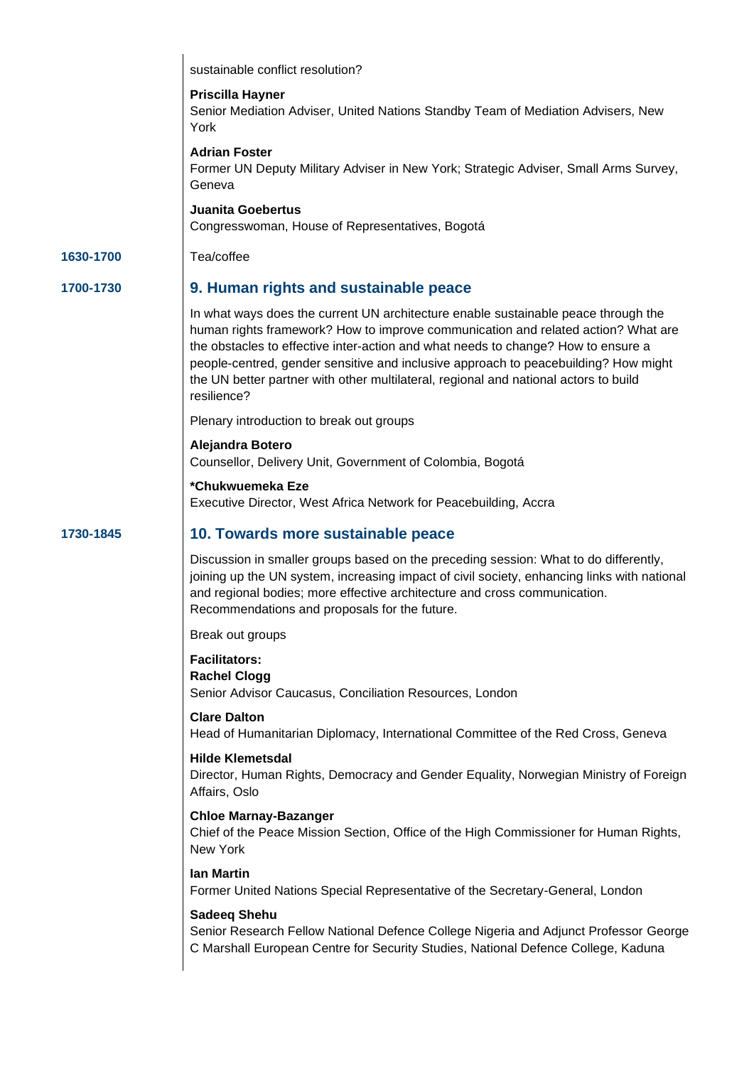sustainable conflict resolution?

**Priscilla Hayner**
Senior Mediation Adviser, United Nations Standby Team of Mediation Advisers, New York

**Adrian Foster**
Former UN Deputy Military Adviser in New York; Strategic Adviser, Small Arms Survey, Geneva

**Juanita Goebertus**
Congresswoman, House of Representatives, Bogotá

**1630-1700** Tea/coffee

**1700-1730**

## 9. Human rights and sustainable peace

In what ways does the current UN architecture enable sustainable peace through the human rights framework? How to improve communication and related action? What are the obstacles to effective inter-action and what needs to change? How to ensure a people-centred, gender sensitive and inclusive approach to peacebuilding? How might the UN better partner with other multilateral, regional and national actors to build resilience?

Plenary introduction to break out groups

**Alejandra Botero**
Counsellor, Delivery Unit, Government of Colombia, Bogotá

***Chukwuemeka Eze**
Executive Director, West Africa Network for Peacebuilding, Accra

**1730-1845**

## 10. Towards more sustainable peace

Discussion in smaller groups based on the preceding session: What to do differently, joining up the UN system, increasing impact of civil society, enhancing links with national and regional bodies; more effective architecture and cross communication. Recommendations and proposals for the future.

Break out groups

**Facilitators:**
**Rachel Clogg**
Senior Advisor Caucasus, Conciliation Resources, London

**Clare Dalton**
Head of Humanitarian Diplomacy, International Committee of the Red Cross, Geneva

**Hilde Klemetsdal**
Director, Human Rights, Democracy and Gender Equality, Norwegian Ministry of Foreign Affairs, Oslo

**Chloe Marnay-Bazanger**
Chief of the Peace Mission Section, Office of the High Commissioner for Human Rights, New York

**Ian Martin**
Former United Nations Special Representative of the Secretary-General, London

**Sadeeq Shehu**
Senior Research Fellow National Defence College Nigeria and Adjunct Professor George C Marshall European Centre for Security Studies, National Defence College, Kaduna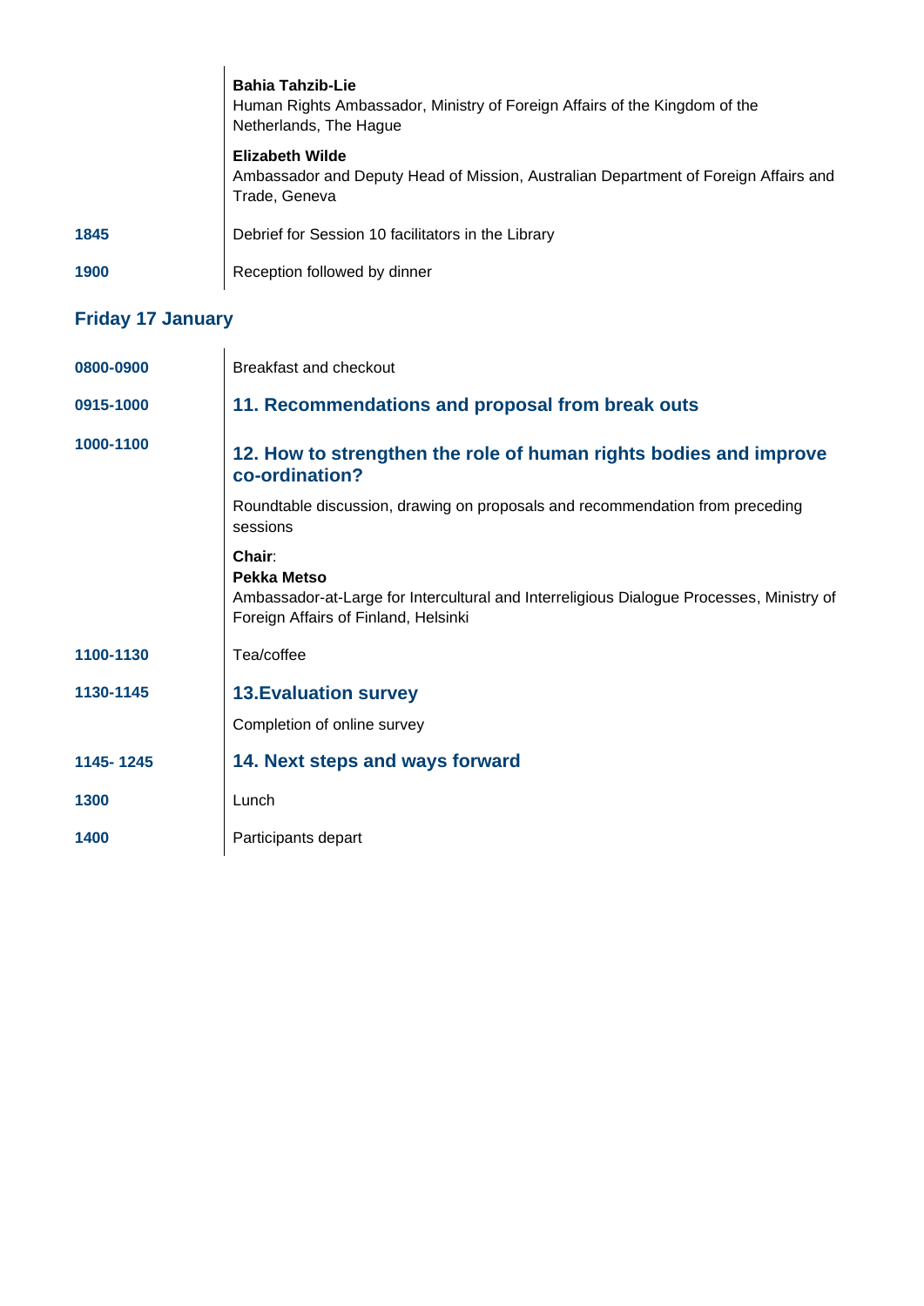**Bahia Tahzib-Lie**
Human Rights Ambassador, Ministry of Foreign Affairs of the Kingdom of the Netherlands, The Hague

**Elizabeth Wilde**
Ambassador and Deputy Head of Mission, Australian Department of Foreign Affairs and Trade, Geneva

**1845** Debrief for Session 10 facilitators in the Library

**1900** Reception followed by dinner

## Friday 17 January

**0800-0900** Breakfast and checkout

**0915-1000** 

### 11. Recommendations and proposal from break outs

**1000-1100**

### 12. How to strengthen the role of human rights bodies and improve co-ordination?

Roundtable discussion, drawing on proposals and recommendation from preceding sessions

**Chair**:
**Pekka Metso**
Ambassador-at-Large for Intercultural and Interreligious Dialogue Processes, Ministry of Foreign Affairs of Finland, Helsinki

**1100-1130** Tea/coffee

**1130-1145**

### 13.Evaluation survey

Completion of online survey

**1145- 1245**

### 14. Next steps and ways forward

**1300** Lunch

**1400** Participants depart